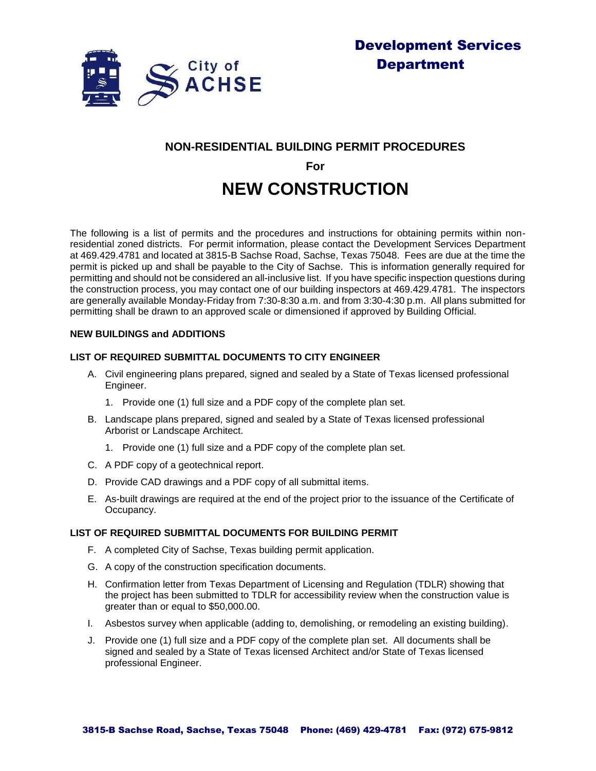City of SACHSE

Development Services Department

# NON-RESIDENTIAL BUILDING PERMIT PROCEDURES

For

# NEW CONSTRUCTION

The following is a list of permits and the procedures and instructions for obtaining permits within non-residential zoned districts. For permit information, please contact the Development Services Department at 469.429.4781 and located at 3815-B Sachse Road, Sachse, Texas 75048. Fees are due at the time the permit is picked up and shall be payable to the City of Sachse. This is information generally required for permitting and should not be considered an all-inclusive list. If you have specific inspection questions during the construction process, you may contact one of our building inspectors at 469.429.4781. The inspectors are generally available Monday-Friday from 7:30-8:30 a.m. and from 3:30-4:30 p.m. All plans submitted for permitting shall be drawn to an approved scale or dimensioned if approved by Building Official.

**NEW BUILDINGS and ADDITIONS**

**LIST OF REQUIRED SUBMITTAL DOCUMENTS TO CITY ENGINEER**

A. Civil engineering plans prepared, signed and sealed by a State of Texas licensed professional Engineer.
   1. Provide one (1) full size and a PDF copy of the complete plan set.

B. Landscape plans prepared, signed and sealed by a State of Texas licensed professional Arborist or Landscape Architect.
   1. Provide one (1) full size and a PDF copy of the complete plan set.

C. A PDF copy of a geotechnical report.

D. Provide CAD drawings and a PDF copy of all submittal items.

E. As-built drawings are required at the end of the project prior to the issuance of the Certificate of Occupancy.

**LIST OF REQUIRED SUBMITTAL DOCUMENTS FOR BUILDING PERMIT**

F. A completed City of Sachse, Texas building permit application.

G. A copy of the construction specification documents.

H. Confirmation letter from Texas Department of Licensing and Regulation (TDLR) showing that the project has been submitted to TDLR for accessibility review when the construction value is greater than or equal to $50,000.00.

I. Asbestos survey when applicable (adding to, demolishing, or remodeling an existing building).

J. Provide one (1) full size and a PDF copy of the complete plan set. All documents shall be signed and sealed by a State of Texas licensed Architect and/or State of Texas licensed professional Engineer.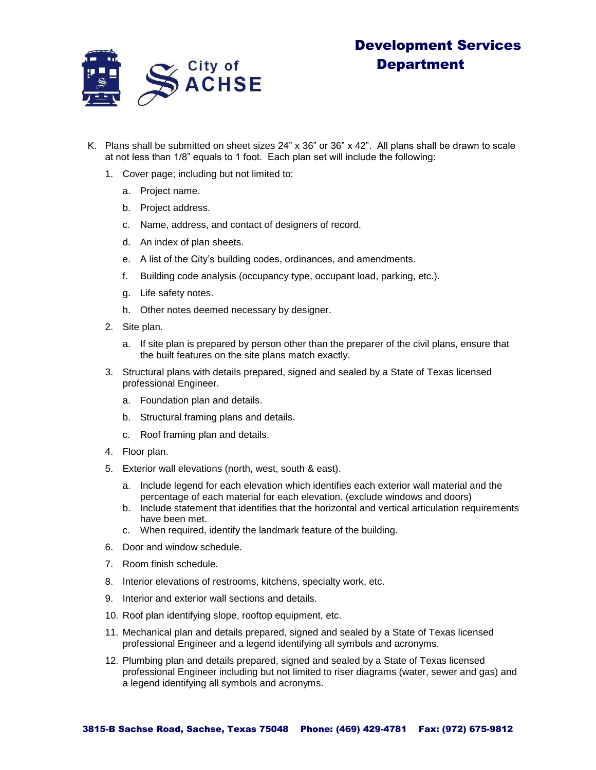K. Plans shall be submitted on sheet sizes 24" x 36" or 36" x 42". All plans shall be drawn to scale at not less than 1/8" equals to 1 foot. Each plan set will include the following:

1. Cover page; including but not limited to:
   a. Project name.
   b. Project address.
   c. Name, address, and contact of designers of record.
   d. An index of plan sheets.
   e. A list of the City's building codes, ordinances, and amendments.
   f. Building code analysis (occupancy type, occupant load, parking, etc.).
   g. Life safety notes.
   h. Other notes deemed necessary by designer.
2. Site plan.
   a. If site plan is prepared by person other than the preparer of the civil plans, ensure that the built features on the site plans match exactly.
3. Structural plans with details prepared, signed and sealed by a State of Texas licensed professional Engineer.
   a. Foundation plan and details.
   b. Structural framing plans and details.
   c. Roof framing plan and details.
4. Floor plan.
5. Exterior wall elevations (north, west, south & east).
   a. Include legend for each elevation which identifies each exterior wall material and the percentage of each material for each elevation. (exclude windows and doors)
   b. Include statement that identifies that the horizontal and vertical articulation requirements have been met.
   c. When required, identify the landmark feature of the building.
6. Door and window schedule.
7. Room finish schedule.
8. Interior elevations of restrooms, kitchens, specialty work, etc.
9. Interior and exterior wall sections and details.
10. Roof plan identifying slope, rooftop equipment, etc.
11. Mechanical plan and details prepared, signed and sealed by a State of Texas licensed professional Engineer and a legend identifying all symbols and acronyms.
12. Plumbing plan and details prepared, signed and sealed by a State of Texas licensed professional Engineer including but not limited to riser diagrams (water, sewer and gas) and a legend identifying all symbols and acronyms.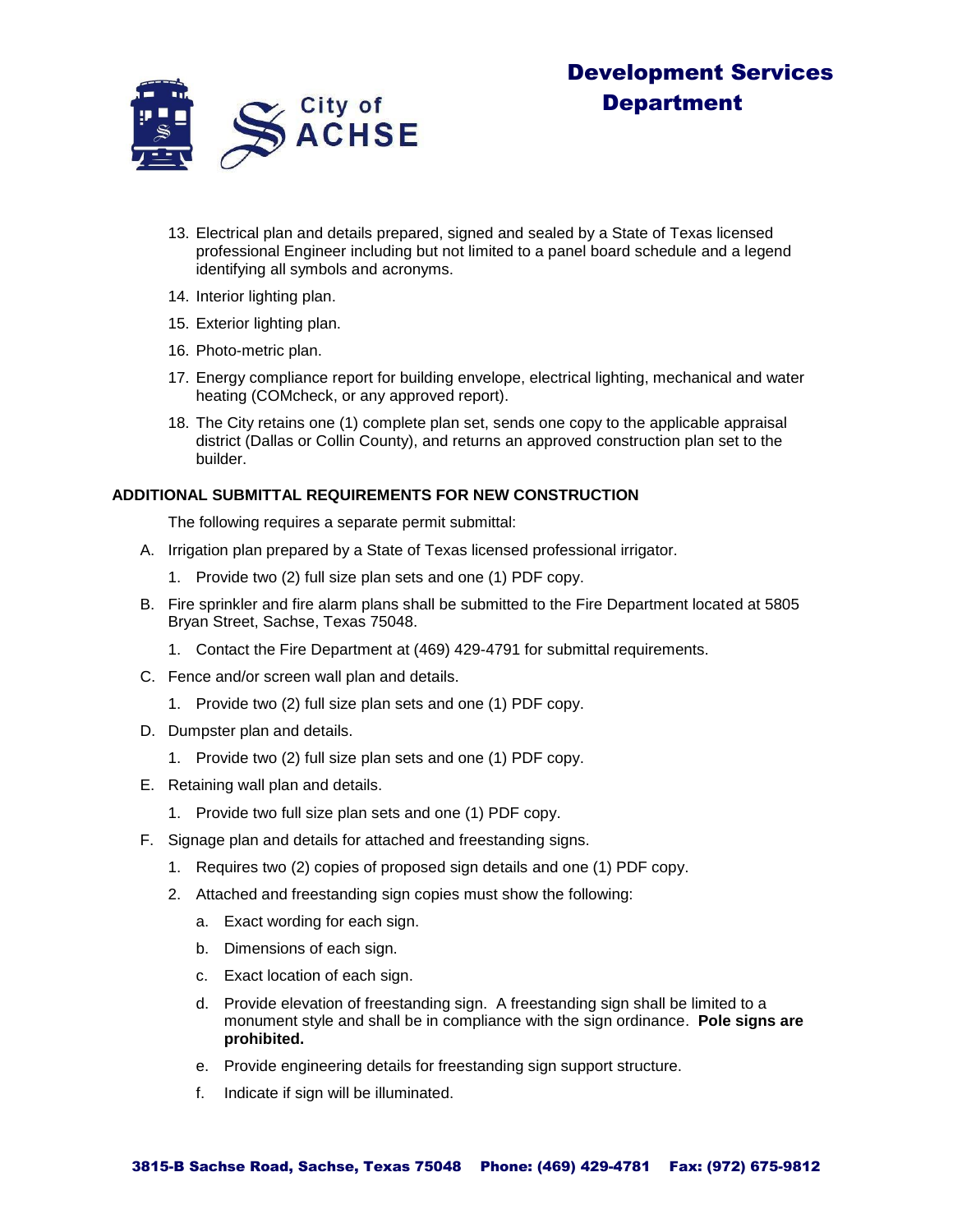13. Electrical plan and details prepared, signed and sealed by a State of Texas licensed professional Engineer including but not limited to a panel board schedule and a legend identifying all symbols and acronyms.
14. Interior lighting plan.
15. Exterior lighting plan.
16. Photo-metric plan.
17. Energy compliance report for building envelope, electrical lighting, mechanical and water heating (COMcheck, or any approved report).
18. The City retains one (1) complete plan set, sends one copy to the applicable appraisal district (Dallas or Collin County), and returns an approved construction plan set to the builder.

**ADDITIONAL SUBMITTAL REQUIREMENTS FOR NEW CONSTRUCTION**

The following requires a separate permit submittal:

A. Irrigation plan prepared by a State of Texas licensed professional irrigator.
   1. Provide two (2) full size plan sets and one (1) PDF copy.

B. Fire sprinkler and fire alarm plans shall be submitted to the Fire Department located at 5805 Bryan Street, Sachse, Texas 75048.
   1. Contact the Fire Department at (469) 429-4791 for submittal requirements.

C. Fence and/or screen wall plan and details.
   1. Provide two (2) full size plan sets and one (1) PDF copy.

D. Dumpster plan and details.
   1. Provide two (2) full size plan sets and one (1) PDF copy.

E. Retaining wall plan and details.
   1. Provide two full size plan sets and one (1) PDF copy.

F. Signage plan and details for attached and freestanding signs.
   1. Requires two (2) copies of proposed sign details and one (1) PDF copy.
   2. Attached and freestanding sign copies must show the following:
      a. Exact wording for each sign.
      b. Dimensions of each sign.
      c. Exact location of each sign.
      d. Provide elevation of freestanding sign. A freestanding sign shall be limited to a monument style and shall be in compliance with the sign ordinance. **Pole signs are prohibited.**
      e. Provide engineering details for freestanding sign support structure.
      f. Indicate if sign will be illuminated.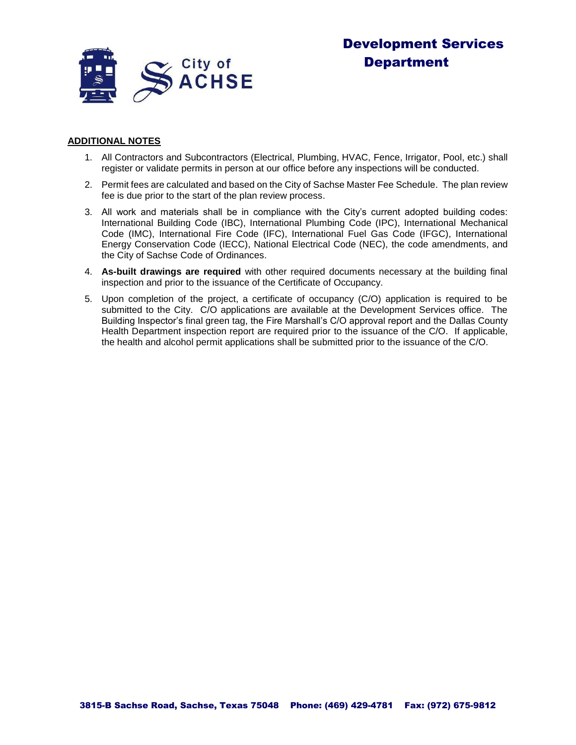## ADDITIONAL NOTES

1. All Contractors and Subcontractors (Electrical, Plumbing, HVAC, Fence, Irrigator, Pool, etc.) shall register or validate permits in person at our office before any inspections will be conducted.
2. Permit fees are calculated and based on the City of Sachse Master Fee Schedule. The plan review fee is due prior to the start of the plan review process.
3. All work and materials shall be in compliance with the City's current adopted building codes: International Building Code (IBC), International Plumbing Code (IPC), International Mechanical Code (IMC), International Fire Code (IFC), International Fuel Gas Code (IFGC), International Energy Conservation Code (IECC), National Electrical Code (NEC), the code amendments, and the City of Sachse Code of Ordinances.
4. **As-built drawings are required** with other required documents necessary at the building final inspection and prior to the issuance of the Certificate of Occupancy.
5. Upon completion of the project, a certificate of occupancy (C/O) application is required to be submitted to the City. C/O applications are available at the Development Services office. The Building Inspector's final green tag, the Fire Marshall's C/O approval report and the Dallas County Health Department inspection report are required prior to the issuance of the C/O. If applicable, the health and alcohol permit applications shall be submitted prior to the issuance of the C/O.